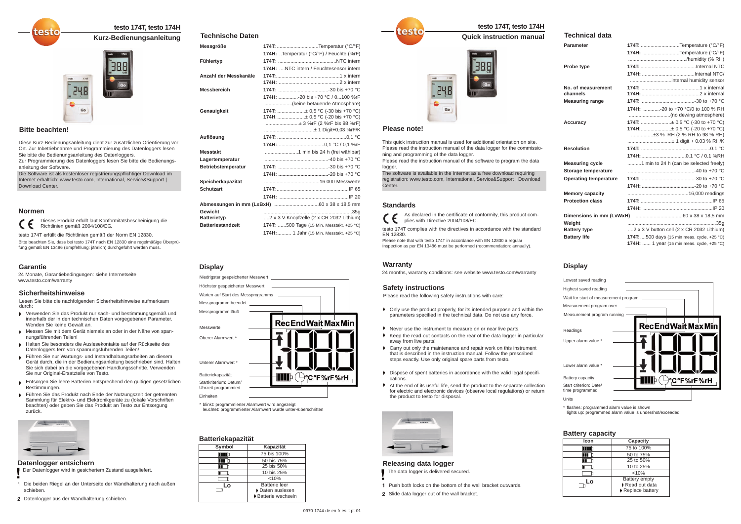# testo 174T, testo 174H

## Kurz-Bedienungsanleitung

### Bitte beachten!

Diese Kurz-Bedienungsanleitung dient zur zusätzlichen Orientierung vor Ort. Zur Inbetriebnahme und Programmierung des Datenloggers lesen Sie bitte die Bedienungsanleitung des Datenloggers.
Zur Programmierung des Datenloggers lesen Sie bitte die Bedienungsanleitung der Software.

Die Software ist als kostenloser registrierungspflichtiger Download im Internet erhältlich: www.testo.com, International, Service&Support | Download Center.

### Normen

CE Dieses Produkt erfüllt laut Konformitätsbescheinigung die Richtlinien gemäß 2004/108/EG.

testo 174T erfüllt die Richtlinien gemäß der Norm EN 12830.

Bitte beachten Sie, dass bei testo 174T nach EN 12830 eine regelmäßige Überprüfung gemäß EN 13486 (Empfehlung: jährlich) durchgeführt werden muss.

### Garantie

24 Monate, Garantiebedingungen: siehe Internetseite www.testo.com/warranty

### Sicherheitshinweise

Lesen Sie bitte die nachfolgenden Sicherheitshinweise aufmerksam durch:

- Verwenden Sie das Produkt nur sach- und bestimmungsgemäß und innerhalb der in den technischen Daten vorgegebenen Parameter. Wenden Sie keine Gewalt an.
- Messen Sie mit dem Gerät niemals an oder in der Nähe von spannungsführenden Teilen!
- Halten Sie besonders die Auslesekontakte auf der Rückseite des Datenloggers fern von spannungsführenden Teilen!
- Führen Sie nur Wartungs- und Instandhaltungsarbeiten an diesem Gerät durch, die in der Bedienungsanleitung beschrieben sind. Halten Sie sich dabei an die vorgegebenen Handlungsschritte. Verwenden Sie nur Original-Ersatzteile von Testo.
- Entsorgen Sie leere Batterien entsprechend den gültigen gesetzlichen Bestimmungen.
- Führen Sie das Produkt nach Ende der Nutzungszeit der getrennten Sammlung für Elektro- und Elektronikgeräte zu (lokale Vorschriften beachten) oder geben Sie das Produkt an Testo zur Entsorgung zurück.

### Datenlogger entsichern

! Der Datenlogger wird in gesichertem Zustand ausgeliefert.

1. Die beiden Riegel an der Unterseite der Wandhalterung nach außen schieben.
2. Datenlogger aus der Wandhalterung schieben.

### Technische Daten

| | |
|---|---|
| **Messgröße** | **174T:** Temperatur (°C/°F) |
| | **174H:** Temperatur (°C/°F) / Feuchte (%rF) |
| **Fühlertyp** | **174T:** NTC intern |
| | **174H:** NTC intern / Feuchtesensor intern |
| **Anzahl der Messkanäle** | **174T:** 1 x intern |
| | **174H:** 2 x intern |
| **Messbereich** | **174T:** -30 bis +70 °C |
| | **174H:** -20 bis +70 °C / 0...100 %rF (keine betauende Atmosphäre) |
| **Genauigkeit** | **174T:** ± 0,5 °C (-30 bis +70 °C) |
| | **174H:** ± 0,5 °C (-20 bis +70 °C) ± 3 %rF (2 %rF bis 98 %rF) ± 1 Digit+0,03 %rF/K |
| **Auflösung** | **174T:** 0,1 °C |
| | **174H:** 0,1 °C / 0,1 %rF |
| **Messtakt** | 1 min bis 24 h (frei wählbar) |
| **Lagertemperatur** | -40 bis +70 °C |
| **Betriebstemperatur** | **174T:** -30 bis +70 °C |
| | **174H:** -20 bis +70 °C |
| **Speicherkapazität** | 16.000 Messwerte |
| **Schutzart** | **174T:** IP 65 |
| | **174H:** IP 20 |
| **Abmessungen in mm (LxBxH)** | 60 x 38 x 18,5 mm |
| **Gewicht** | 35g |
| **Batterietyp** | 2 x 3 V-Knopfzelle (2 x CR 2032 Lithium) |
| **Batteriestandzeit** | **174T:** 500 Tage (15 min. Messtakt, +25 °C) |
| | **174H:** 1 Jahr (15 min. Messtakt, +25 °C) |

### Display

- Niedrigster gespeicherter Messwert
- Höchster gespeicherter Messwert
- Warten auf Start des Messprogramms
- Messprogramm beendet
- Messprogramm läuft
- Messwerte
- Oberer Alarmwert *
- Unterer Alarmwert *
- Batteriekapazität
- Startkriterium: Datum/Uhrzeit programmiert
- Einheiten

Rec End Wait Max Min — °C °F %rF %rH

\* blinkt: programmierter Alarmwert wird angezeigt
leuchtet: programmierter Alarmwert wurde unter-/überschritten

### Batteriekapazität

| Symbol | Kapazität |
|---|---|
| ▮▮▮▮ | 75 bis 100% |
| ▮▮▮ | 50 bis 75% |
| ▮▮ | 25 bis 50% |
| ▮ | 10 bis 25% |
| ▯ | <10% |
| Lo | Batterie leer ▸ Daten auslesen ▸ Batterie wechseln |

0970 1744 de en fr es it pt 01

# testo 174T, testo 174H

## Quick instruction manual

### Please note!

This quick instruction manual is used for additional orientation on site. Please read the instruction manual of the data logger for the commissioning and programming of the data logger.
Please read the instruction manual of the software to program the data logger.

The software is available in the Internet as a free download requiring registration: www.testo.com, International, Service&Support | Download Center.

### Standards

CE As declared in the certificate of conformity, this product complies with Directive 2004/108/EC.

testo 174T complies with the directives in accordance with the standard EN 12830.

Please note that with testo 174T in accordance with EN 12830 a regular inspection as per EN 13486 must be performed (recommendation: annually).

### Warranty

24 months, warranty conditions: see website www.testo.com/warranty

### Safety instructions

Please read the following safety instructions with care:

- Only use the product properly, for its intended purpose and within the parameters specified in the technical data. Do not use any force.
- Never use the instrument to measure on or near live parts.
- Keep the read-out contacts on the rear of the data logger in particular away from live parts!
- Carry out only the maintenance and repair work on this instrument that is described in the instruction manual. Follow the prescribed steps exactly. Use only original spare parts from testo.
- Dispose of spent batteries in accordance with the valid legal specifications.
- At the end of its useful life, send the product to the separate collection for electric and electronic devices (observe local regulations) or return the product to testo for disposal.

### Releasing data logger

! The data logger is delivered secured.

1. Push both locks on the bottom of the wall bracket outwards.
2. Slide data logger out of the wall bracket.

### Technical data

| | |
|---|---|
| **Parameter** | **174T:** Temperature (°C/°F) |
| | **174H:** Temperature (°C/°F) /humidity (% RH) |
| **Probe type** | **174T:** Internal NTC |
| | **174H:** Internal NTC/ internal humidity sensor |
| **No. of measurement channels** | **174T:** 1 x internal |
| | **174H:** 2 x internal |
| **Measuring range** | **174T:** -30 to +70 °C |
| | **174H:** -20 to +70 °C/0 to 100 % RH (no dewing atmosphere) |
| **Accuracy** | **174T:** ± 0.5 °C (-30 to +70 °C) |
| | **174H:** ± 0.5 °C (-20 to +70 °C) ±3 % RH (2 % RH to 98 % RH) ± 1 digit + 0.03 % RH/K |
| **Resolution** | **174T:** 0.1 °C |
| | **174H:** 0.1 °C / 0.1 %RH |
| **Measuring cycle** | 1 min to 24 h (can be selected freely) |
| **Storage temperature** | -40 to +70 °C |
| **Operating temperature** | **174T:** -30 to +70 °C |
| | **174H:** -20 to +70 °C |
| **Memory capacity** | 16,000 readings |
| **Protection class** | **174T:** IP 65 |
| | **174H:** IP 20 |
| **Dimensions in mm (LxWxH)** | 60 x 38 x 18,5 mm |
| **Weight** | 35g |
| **Battery type** | 2 x 3 V button cell (2 x CR 2032 Lithium) |
| **Battery life** | **174T:** 500 days (15 min meas. cycle, +25 °C) |
| | **174H:** 1 year (15 min meas. cycle, +25 °C) |

### Display

- Lowest saved reading
- Highest saved reading
- Wait for start of measurement program
- Measurement program over
- Measurement program running
- Readings
- Upper alarm value *
- Lower alarm value *
- Battery capacity
- Start criterion: Date/time programmed
- Units

Rec End Wait Max Min — °C °F %rF %rH

\* flashes: programmed alarm value is shown
lights up: programmed alarm value is undershot/exceeded

### Battery capacity

| Icon | Capacity |
|---|---|
| ▮▮▮▮ | 75 to 100% |
| ▮▮▮ | 50 to 75% |
| ▮▮ | 25 to 50% |
| ▮ | 10 to 25% |
| ▯ | <10% |
| Lo | Battery empty ▸ Read out data ▸ Replace battery |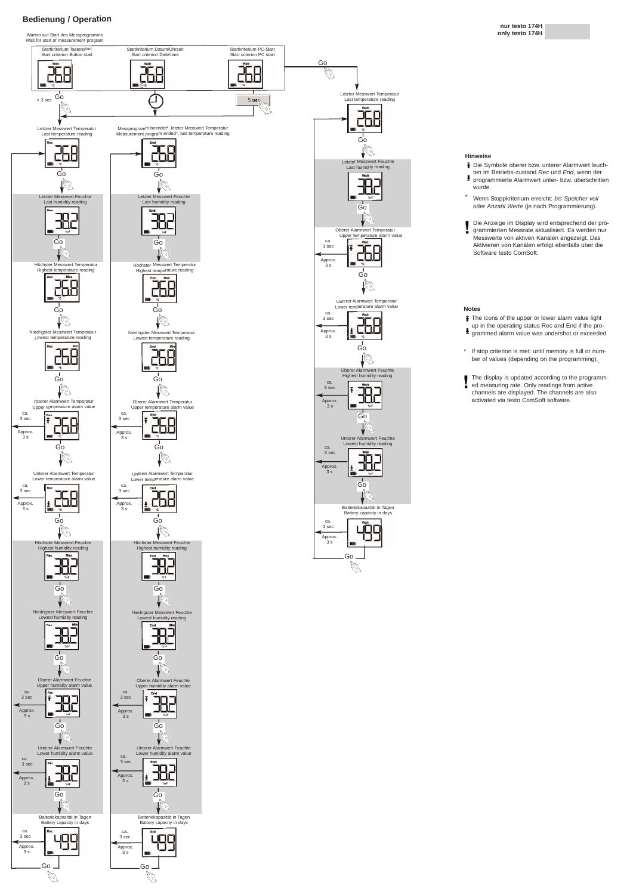## Bedienung / Operation

**nur testo 174H**
**only testo 174H**

Warten auf Start des Messprogramms
Wait for start of measurement program

Startkriterium Tastenstart
Start criterion Button start

Startkriterium Datum/Uhrzeit
Start criterion Date/time

Startkriterium PC-Start
Start criterion PC start

Wait
26.8
°C

> 3 sec Go

Start

Go

Letzter Messwert Temperatur
Last temperature reading

Messprogramm beendet*, letzter Messwert Temperatur
Measurement program ended*, last temperature reading

Rec
End
Wait

Go

Letzter Messwert Feuchte
Last humidity reading

38.2
%rF

Höchster Messwert Temperatur
Highest temperature reading

Max

Niedrigster Messwert Temperatur
Lowest temperature reading

Min

Oberer Alarmwert Temperatur
Upper temperature alarm value

ca. 3 sec
Approx. 3 s

Unterer Alarmwert Temperatur
Lower temperature alarm value

Höchster Messwert Feuchte
Highest humidity reading

Niedrigster Messwert Feuchte
Lowest humidity reading

Oberer Alarmwert Feuchte
Upper humidity alarm value

Unterer Alarmwert Feuchte
Lower humidity alarm value

Batteriekapazität in Tagen
Battery capacity in days

499

### Hinweise

Die Symbole oberer bzw. unterer Alarmwert leuchten im Betriebs-zustand *Rec* und *End*, wenn der programmierte Alarmwert unter- bzw. überschritten wurde.

\* Wenn Stoppkriterium erreicht: *bis Speicher voll* oder *Anzahl Werte* (je nach Programmierung).

! Die Anzeige im Display wird entsprechend der programmierten Messrate aktualisiert. Es werden nur Messwerte von aktiven Kanälen angezeigt. Das Aktivieren von Kanälen erfolgt ebenfalls über die Software testo ComSoft.

### Notes

The icons of the upper or lower alarm value light up in the operating status Rec and End if the programmed alarm value was undershot or exceeded.

\* If stop criterion is met: until memory is full or number of values (depending on the programming).

! The display is updated according to the programmed measuring rate. Only readings from active channels are displayed. The channels are also activated via testo ComSoft software.